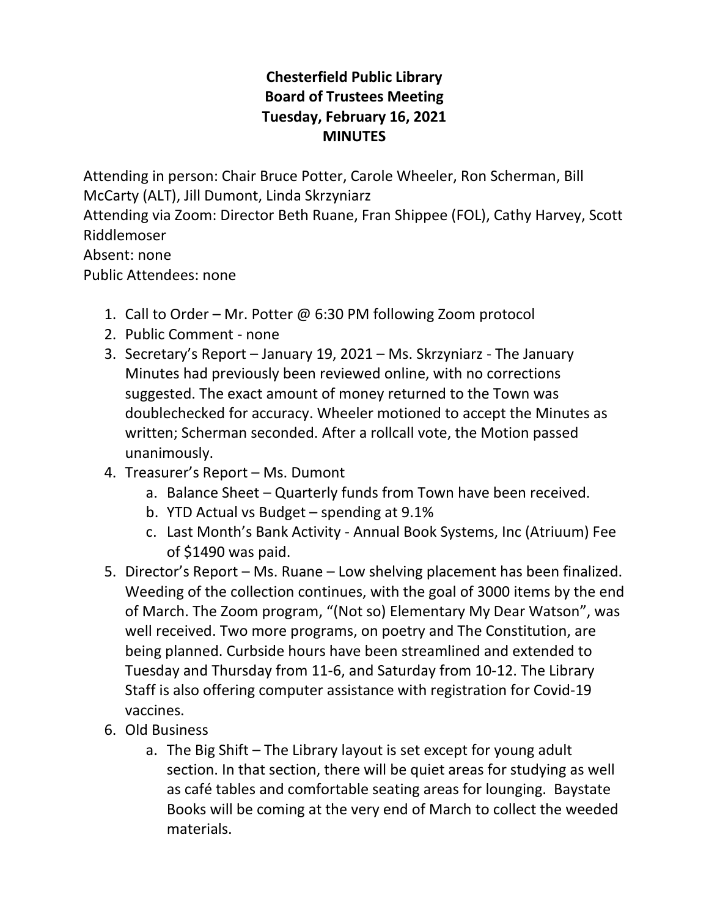# Chesterfield Public Library
## Board of Trustees Meeting
## Tuesday, February 16, 2021
## MINUTES

Attending in person: Chair Bruce Potter, Carole Wheeler, Ron Scherman, Bill McCarty (ALT), Jill Dumont, Linda Skrzyniarz
Attending via Zoom: Director Beth Ruane, Fran Shippee (FOL), Cathy Harvey, Scott Riddlemoser
Absent: none
Public Attendees: none

1. Call to Order – Mr. Potter @ 6:30 PM following Zoom protocol
2. Public Comment - none
3. Secretary's Report – January 19, 2021 – Ms. Skrzyniarz - The January Minutes had previously been reviewed online, with no corrections suggested. The exact amount of money returned to the Town was doublechecked for accuracy. Wheeler motioned to accept the Minutes as written; Scherman seconded. After a rollcall vote, the Motion passed unanimously.
4. Treasurer's Report – Ms. Dumont
   a. Balance Sheet – Quarterly funds from Town have been received.
   b. YTD Actual vs Budget – spending at 9.1%
   c. Last Month's Bank Activity - Annual Book Systems, Inc (Atriuum) Fee of $1490 was paid.
5. Director's Report – Ms. Ruane – Low shelving placement has been finalized. Weeding of the collection continues, with the goal of 3000 items by the end of March. The Zoom program, "(Not so) Elementary My Dear Watson", was well received. Two more programs, on poetry and The Constitution, are being planned. Curbside hours have been streamlined and extended to Tuesday and Thursday from 11-6, and Saturday from 10-12. The Library Staff is also offering computer assistance with registration for Covid-19 vaccines.
6. Old Business
   a. The Big Shift – The Library layout is set except for young adult section. In that section, there will be quiet areas for studying as well as café tables and comfortable seating areas for lounging. Baystate Books will be coming at the very end of March to collect the weeded materials.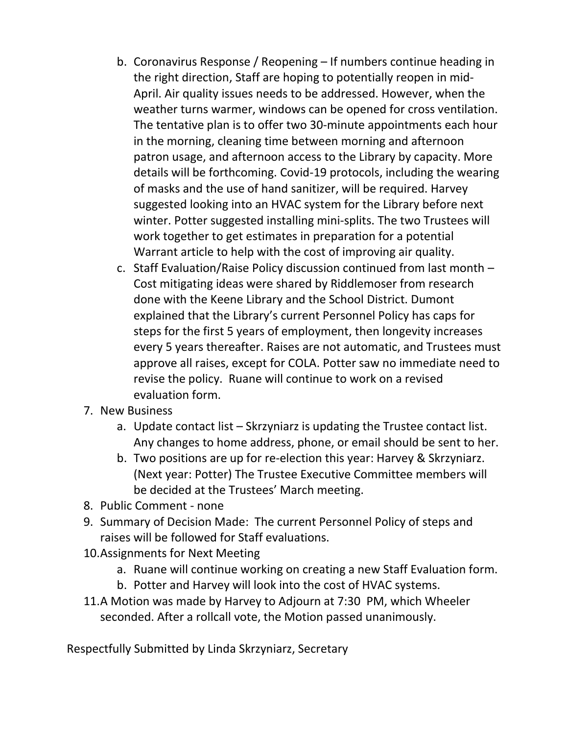b. Coronavirus Response / Reopening – If numbers continue heading in the right direction, Staff are hoping to potentially reopen in mid-April. Air quality issues needs to be addressed. However, when the weather turns warmer, windows can be opened for cross ventilation. The tentative plan is to offer two 30-minute appointments each hour in the morning, cleaning time between morning and afternoon patron usage, and afternoon access to the Library by capacity. More details will be forthcoming. Covid-19 protocols, including the wearing of masks and the use of hand sanitizer, will be required. Harvey suggested looking into an HVAC system for the Library before next winter. Potter suggested installing mini-splits. The two Trustees will work together to get estimates in preparation for a potential Warrant article to help with the cost of improving air quality.
   c. Staff Evaluation/Raise Policy discussion continued from last month – Cost mitigating ideas were shared by Riddlemoser from research done with the Keene Library and the School District. Dumont explained that the Library's current Personnel Policy has caps for steps for the first 5 years of employment, then longevity increases every 5 years thereafter. Raises are not automatic, and Trustees must approve all raises, except for COLA. Potter saw no immediate need to revise the policy. Ruane will continue to work on a revised evaluation form.
7. New Business
   a. Update contact list – Skrzyniarz is updating the Trustee contact list. Any changes to home address, phone, or email should be sent to her.
   b. Two positions are up for re-election this year: Harvey & Skrzyniarz. (Next year: Potter) The Trustee Executive Committee members will be decided at the Trustees' March meeting.
8. Public Comment - none
9. Summary of Decision Made: The current Personnel Policy of steps and raises will be followed for Staff evaluations.
10. Assignments for Next Meeting
    a. Ruane will continue working on creating a new Staff Evaluation form.
    b. Potter and Harvey will look into the cost of HVAC systems.
11. A Motion was made by Harvey to Adjourn at 7:30 PM, which Wheeler seconded. After a rollcall vote, the Motion passed unanimously.

Respectfully Submitted by Linda Skrzyniarz, Secretary